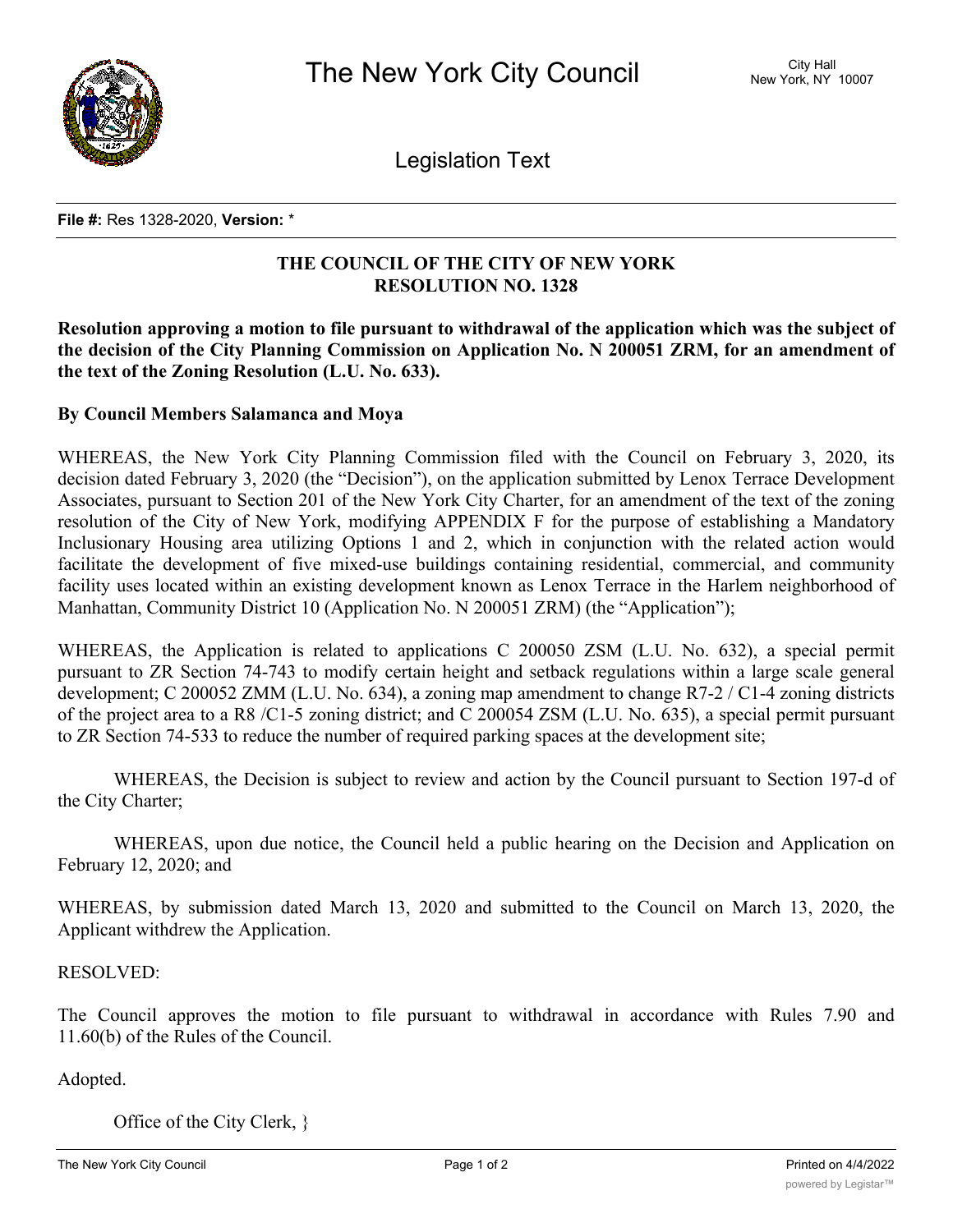# The New York City Council

City Hall
New York, NY 10007

## Legislation Text

**File #:** Res 1328-2020, **Version:** *

**THE COUNCIL OF THE CITY OF NEW YORK**
**RESOLUTION NO. 1328**

**Resolution approving a motion to file pursuant to withdrawal of the application which was the subject of the decision of the City Planning Commission on Application No. N 200051 ZRM, for an amendment of the text of the Zoning Resolution (L.U. No. 633).**

**By Council Members Salamanca and Moya**

WHEREAS, the New York City Planning Commission filed with the Council on February 3, 2020, its decision dated February 3, 2020 (the "Decision"), on the application submitted by Lenox Terrace Development Associates, pursuant to Section 201 of the New York City Charter, for an amendment of the text of the zoning resolution of the City of New York, modifying APPENDIX F for the purpose of establishing a Mandatory Inclusionary Housing area utilizing Options 1 and 2, which in conjunction with the related action would facilitate the development of five mixed-use buildings containing residential, commercial, and community facility uses located within an existing development known as Lenox Terrace in the Harlem neighborhood of Manhattan, Community District 10 (Application No. N 200051 ZRM) (the "Application");

WHEREAS, the Application is related to applications C 200050 ZSM (L.U. No. 632), a special permit pursuant to ZR Section 74-743 to modify certain height and setback regulations within a large scale general development; C 200052 ZMM (L.U. No. 634), a zoning map amendment to change R7-2 / C1-4 zoning districts of the project area to a R8 /C1-5 zoning district; and C 200054 ZSM (L.U. No. 635), a special permit pursuant to ZR Section 74-533 to reduce the number of required parking spaces at the development site;

WHEREAS, the Decision is subject to review and action by the Council pursuant to Section 197-d of the City Charter;

WHEREAS, upon due notice, the Council held a public hearing on the Decision and Application on February 12, 2020; and

WHEREAS, by submission dated March 13, 2020 and submitted to the Council on March 13, 2020, the Applicant withdrew the Application.

RESOLVED:

The Council approves the motion to file pursuant to withdrawal in accordance with Rules 7.90 and 11.60(b) of the Rules of the Council.

Adopted.

Office of the City Clerk, }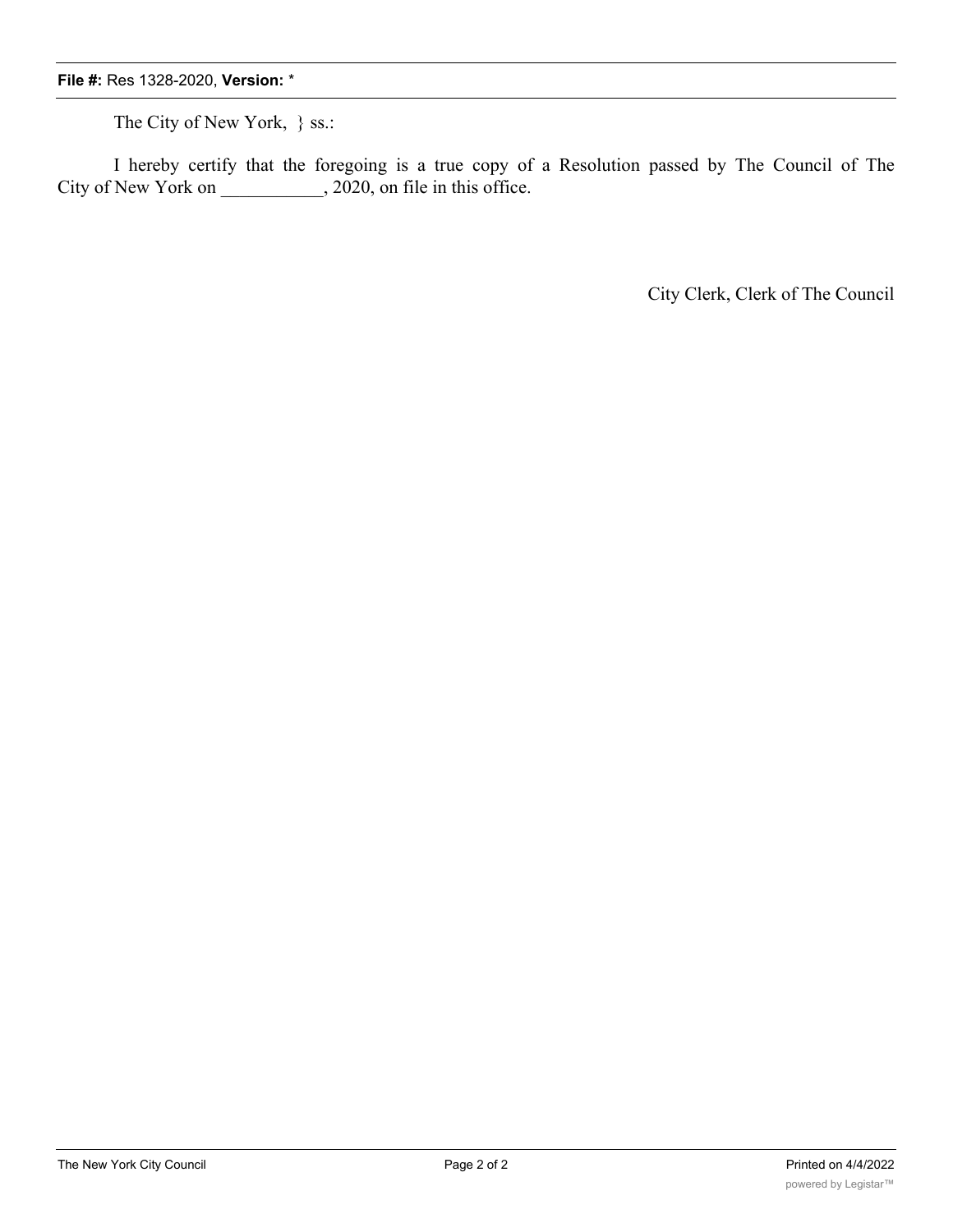The City of New York, } ss.:

I hereby certify that the foregoing is a true copy of a Resolution passed by The Council of The City of New York on ___________, 2020, on file in this office.

City Clerk, Clerk of The Council